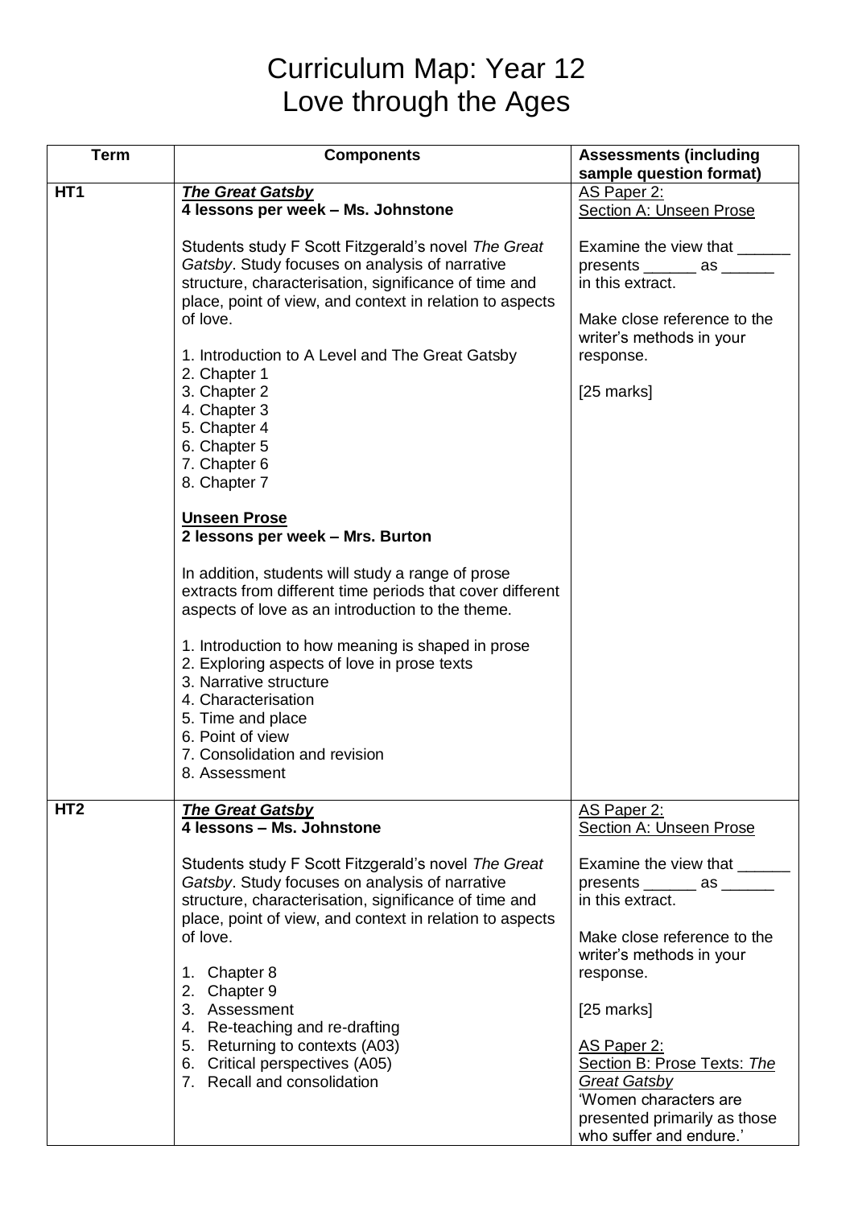# Curriculum Map: Year 12
# Love through the Ages

| Term | Components | Assessments (including sample question format) |
|---|---|---|
| HT1 | ***The Great Gatsby***<br>**4 lessons per week – Ms. Johnstone**<br><br>Students study F Scott Fitzgerald's novel *The Great Gatsby*. Study focuses on analysis of narrative structure, characterisation, significance of time and place, point of view, and context in relation to aspects of love.<br><br>1. Introduction to A Level and The Great Gatsby<br>2. Chapter 1<br>3. Chapter 2<br>4. Chapter 3<br>5. Chapter 4<br>6. Chapter 5<br>7. Chapter 6<br>8. Chapter 7<br><br>**Unseen Prose**<br>**2 lessons per week – Mrs. Burton**<br><br>In addition, students will study a range of prose extracts from different time periods that cover different aspects of love as an introduction to the theme.<br><br>1. Introduction to how meaning is shaped in prose<br>2. Exploring aspects of love in prose texts<br>3. Narrative structure<br>4. Characterisation<br>5. Time and place<br>6. Point of view<br>7. Consolidation and revision<br>8. Assessment | AS Paper 2:<br>Section A: Unseen Prose<br><br>Examine the view that ______ presents ______ as ______ in this extract.<br><br>Make close reference to the writer's methods in your response.<br><br>[25 marks] |
| HT2 | ***The Great Gatsby***<br>**4 lessons – Ms. Johnstone**<br><br>Students study F Scott Fitzgerald's novel *The Great Gatsby*. Study focuses on analysis of narrative structure, characterisation, significance of time and place, point of view, and context in relation to aspects of love.<br><br>1. Chapter 8<br>2. Chapter 9<br>3. Assessment<br>4. Re-teaching and re-drafting<br>5. Returning to contexts (A03)<br>6. Critical perspectives (A05)<br>7. Recall and consolidation | AS Paper 2:<br>Section A: Unseen Prose<br><br>Examine the view that ______ presents ______ as ______ in this extract.<br><br>Make close reference to the writer's methods in your response.<br><br>[25 marks]<br><br>AS Paper 2:<br>Section B: Prose Texts: *The Great Gatsby*<br>'Women characters are presented primarily as those who suffer and endure.' |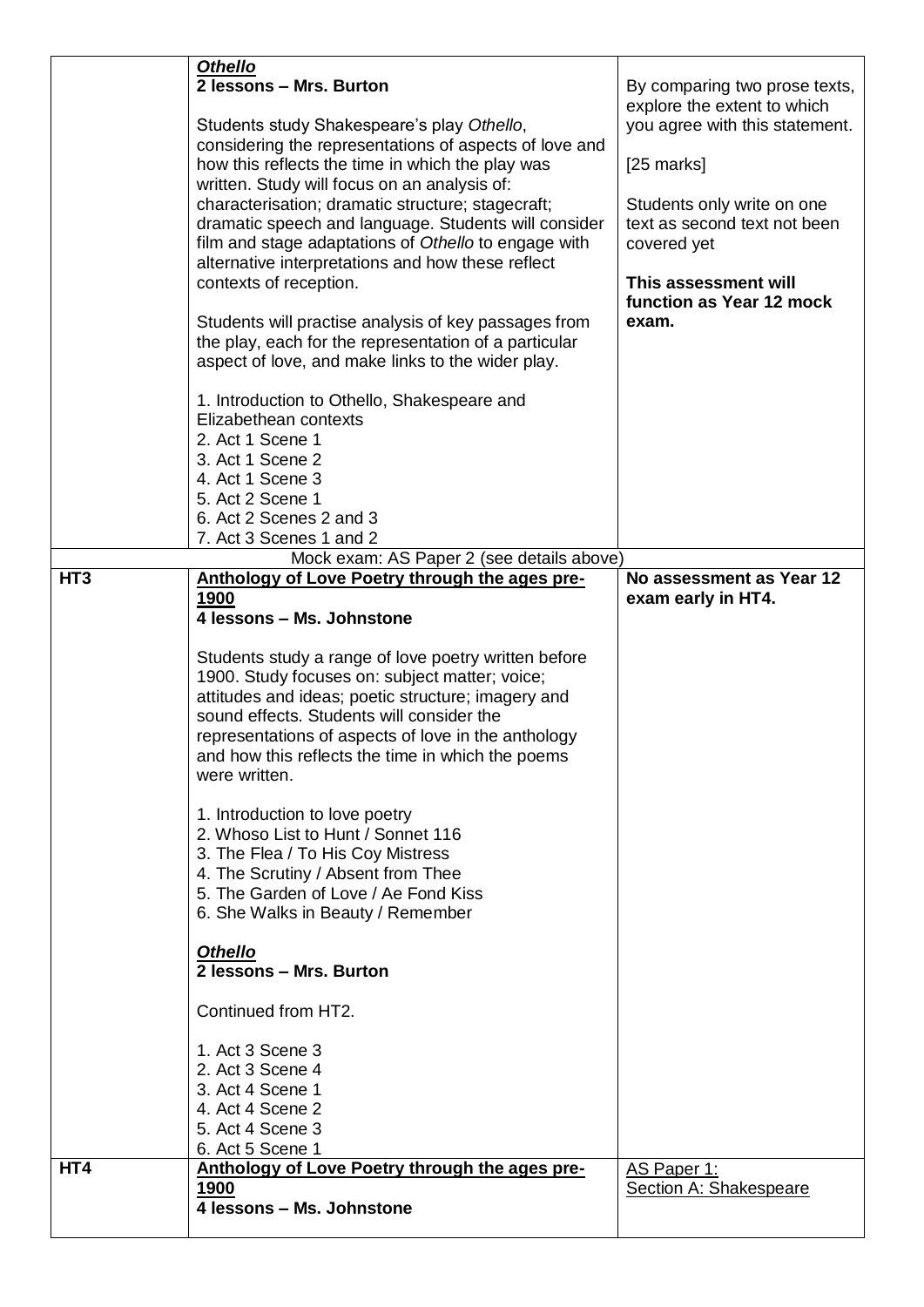| | | |
|---|---|---|
| | ***Othello***<br>**2 lessons – Mrs. Burton**<br><br>Students study Shakespeare's play *Othello*, considering the representations of aspects of love and how this reflects the time in which the play was written. Study will focus on an analysis of: characterisation; dramatic structure; stagecraft; dramatic speech and language. Students will consider film and stage adaptations of *Othello* to engage with alternative interpretations and how these reflect contexts of reception.<br><br>Students will practise analysis of key passages from the play, each for the representation of a particular aspect of love, and make links to the wider play.<br><br>1. Introduction to Othello, Shakespeare and Elizabethan contexts<br>2. Act 1 Scene 1<br>3. Act 1 Scene 2<br>4. Act 1 Scene 3<br>5. Act 2 Scene 1<br>6. Act 2 Scenes 2 and 3<br>7. Act 3 Scenes 1 and 2 | By comparing two prose texts, explore the extent to which you agree with this statement.<br><br>[25 marks]<br><br>Students only write on one text as second text not been covered yet<br><br>**This assessment will function as Year 12 mock exam.** |
| | Mock exam: AS Paper 2 (see details above) | |
| **HT3** | **Anthology of Love Poetry through the ages pre-1900**<br>**4 lessons – Ms. Johnstone**<br><br>Students study a range of love poetry written before 1900. Study focuses on: subject matter; voice; attitudes and ideas; poetic structure; imagery and sound effects. Students will consider the representations of aspects of love in the anthology and how this reflects the time in which the poems were written.<br><br>1. Introduction to love poetry<br>2. Whoso List to Hunt / Sonnet 116<br>3. The Flea / To His Coy Mistress<br>4. The Scrutiny / Absent from Thee<br>5. The Garden of Love / Ae Fond Kiss<br>6. She Walks in Beauty / Remember<br><br>***Othello***<br>**2 lessons – Mrs. Burton**<br><br>Continued from HT2.<br><br>1. Act 3 Scene 3<br>2. Act 3 Scene 4<br>3. Act 4 Scene 1<br>4. Act 4 Scene 2<br>5. Act 4 Scene 3<br>6. Act 5 Scene 1 | **No assessment as Year 12 exam early in HT4.** |
| **HT4** | **Anthology of Love Poetry through the ages pre-1900**<br>**4 lessons – Ms. Johnstone** | AS Paper 1:<br>Section A: Shakespeare |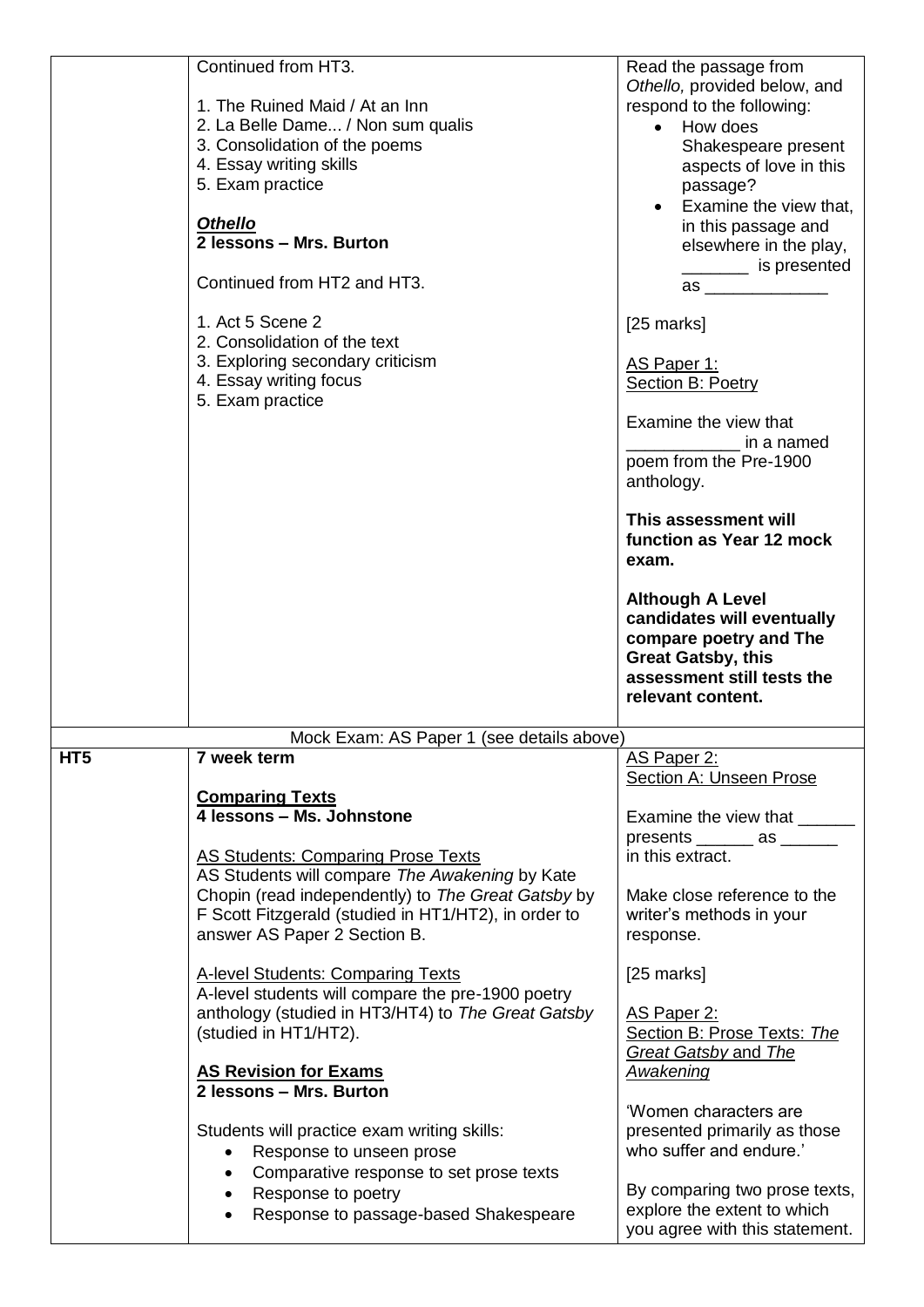|  |  |  |
|---|---|---|
|  | Continued from HT3.<br><br>1. The Ruined Maid / At an Inn<br>2. La Belle Dame... / Non sum qualis<br>3. Consolidation of the poems<br>4. Essay writing skills<br>5. Exam practice<br><br>***<u>Othello</u>***<br>**2 lessons – Mrs. Burton**<br><br>Continued from HT2 and HT3.<br><br>1. Act 5 Scene 2<br>2. Consolidation of the text<br>3. Exploring secondary criticism<br>4. Essay writing focus<br>5. Exam practice | Read the passage from *Othello,* provided below, and respond to the following:<br>• How does Shakespeare present aspects of love in this passage?<br>• Examine the view that, in this passage and elsewhere in the play, _______ is presented as _____________<br><br>[25 marks]<br><br><u>AS Paper 1:</u><br><u>Section B: Poetry</u><br><br>Examine the view that ____________ in a named poem from the Pre-1900 anthology.<br><br>**This assessment will function as Year 12 mock exam.**<br><br>**Although A Level candidates will eventually compare poetry and The Great Gatsby, this assessment still tests the relevant content.** |
| Mock Exam: AS Paper 1 (see details above) |  |  |
| **HT5** | **7 week term**<br><br>**<u>Comparing Texts</u>**<br>**4 lessons – Ms. Johnstone**<br><br><u>AS Students: Comparing Prose Texts</u><br>AS Students will compare *The Awakening* by Kate Chopin (read independently) to *The Great Gatsby* by F Scott Fitzgerald (studied in HT1/HT2), in order to answer AS Paper 2 Section B.<br><br><u>A-level Students: Comparing Texts</u><br>A-level students will compare the pre-1900 poetry anthology (studied in HT3/HT4) to *The Great Gatsby* (studied in HT1/HT2).<br><br>**<u>AS Revision for Exams</u>**<br>**2 lessons – Mrs. Burton**<br><br>Students will practice exam writing skills:<br>• Response to unseen prose<br>• Comparative response to set prose texts<br>• Response to poetry<br>• Response to passage-based Shakespeare | <u>AS Paper 2:</u><br><u>Section A: Unseen Prose</u><br><br>Examine the view that ______ presents ______ as ______ in this extract.<br><br>Make close reference to the writer's methods in your response.<br><br>[25 marks]<br><br><u>AS Paper 2:</u><br><u>Section B: Prose Texts: *The Great Gatsby* and *The Awakening*</u><br><br>'Women characters are presented primarily as those who suffer and endure.'<br><br>By comparing two prose texts, explore the extent to which you agree with this statement. |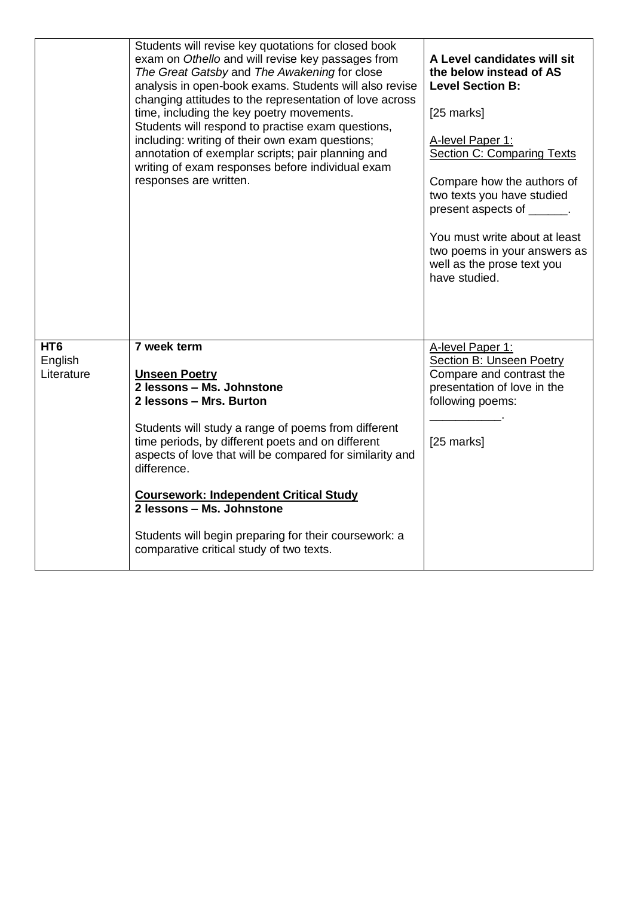| | | |
|---|---|---|
| | Students will revise key quotations for closed book exam on *Othello* and will revise key passages from *The Great Gatsby* and *The Awakening* for close analysis in open-book exams. Students will also revise changing attitudes to the representation of love across time, including the key poetry movements.<br>Students will respond to practise exam questions, including: writing of their own exam questions; annotation of exemplar scripts; pair planning and writing of exam responses before individual exam responses are written. | **A Level candidates will sit the below instead of AS Level Section B:**<br><br>[25 marks]<br><br><u>A-level Paper 1:</u><br><u>Section C: Comparing Texts</u><br><br>Compare how the authors of two texts you have studied present aspects of ______.<br><br>You must write about at least two poems in your answers as well as the prose text you have studied. |
| **HT6**<br>English Literature | **7 week term**<br><br>**<u>Unseen Poetry</u>**<br>**2 lessons – Ms. Johnstone**<br>**2 lessons – Mrs. Burton**<br><br>Students will study a range of poems from different time periods, by different poets and on different aspects of love that will be compared for similarity and difference.<br><br>**<u>Coursework: Independent Critical Study</u>**<br>**2 lessons – Ms. Johnstone**<br><br>Students will begin preparing for their coursework: a comparative critical study of two texts. | <u>A-level Paper 1:</u><br><u>Section B: Unseen Poetry</u><br>Compare and contrast the presentation of love in the following poems:<br>__________.<br><br>[25 marks] |